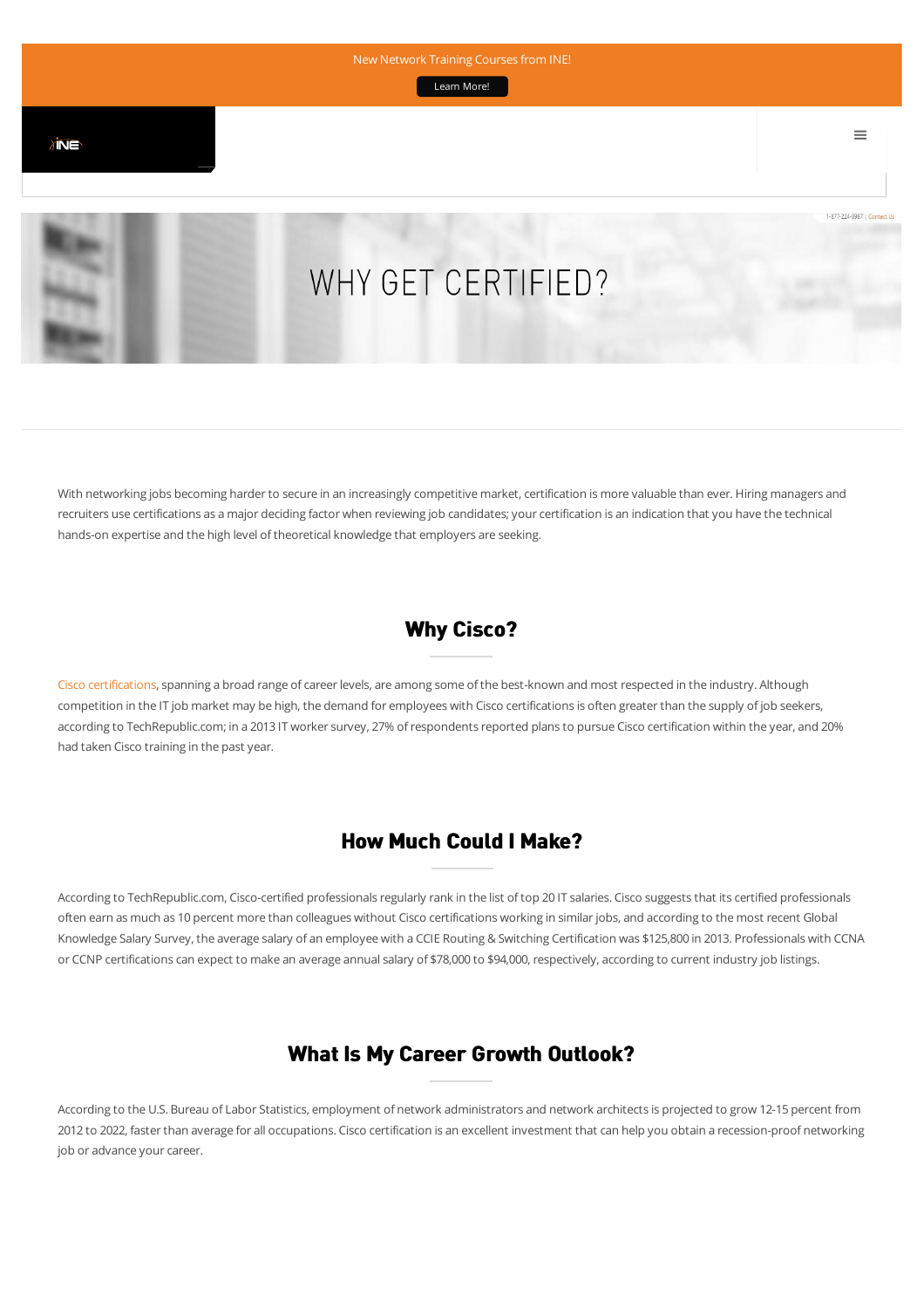New Network Training Courses from INE!

Learn More!

1-877-224-8987 | Contact Us

# WHY GET CERTIFIED?

With networking jobs becoming harder to secure in an increasingly competitive market, certification is more valuable than ever. Hiring managers and recruiters use certifications as a major deciding factor when reviewing job candidates; your certification is an indication that you have the technical hands-on expertise and the high level of theoretical knowledge that employers are seeking.

## Why Cisco?

Cisco certifications, spanning a broad range of career levels, are among some of the best-known and most respected in the industry. Although competition in the IT job market may be high, the demand for employees with Cisco certifications is often greater than the supply of job seekers, according to TechRepublic.com; in a 2013 IT worker survey, 27% of respondents reported plans to pursue Cisco certification within the year, and 20% had taken Cisco training in the past year.

## How Much Could I Make?

According to TechRepublic.com, Cisco-certified professionals regularly rank in the list of top 20 IT salaries. Cisco suggests that its certified professionals often earn as much as 10 percent more than colleagues without Cisco certifications working in similar jobs, and according to the most recent Global Knowledge Salary Survey, the average salary of an employee with a CCIE Routing & Switching Certification was $125,800 in 2013. Professionals with CCNA or CCNP certifications can expect to make an average annual salary of $78,000 to $94,000, respectively, according to current industry job listings.

## What Is My Career Growth Outlook?

According to the U.S. Bureau of Labor Statistics, employment of network administrators and network architects is projected to grow 12-15 percent from 2012 to 2022, faster than average for all occupations. Cisco certification is an excellent investment that can help you obtain a recession-proof networking job or advance your career.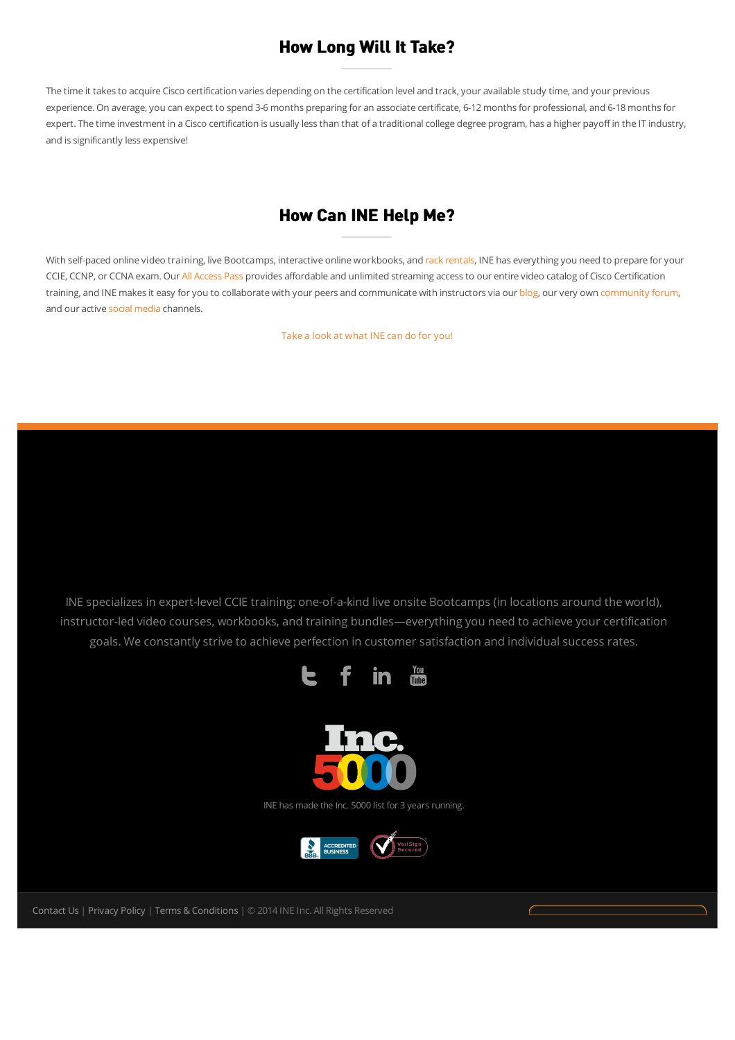## How Long Will It Take?

The time it takes to acquire Cisco certification varies depending on the certification level and track, your available study time, and your previous experience. On average, you can expect to spend 3-6 months preparing for an associate certificate, 6-12 months for professional, and 6-18 months for expert. The time investment in a Cisco certification is usually less than that of a traditional college degree program, has a higher payoff in the IT industry, and is significantly less expensive!

## How Can INE Help Me?

With self-paced online video training, live Bootcamps, interactive online workbooks, and rack rentals, INE has everything you need to prepare for your CCIE, CCNP, or CCNA exam. Our All Access Pass provides affordable and unlimited streaming access to our entire video catalog of Cisco Certification training, and INE makes it easy for you to collaborate with your peers and communicate with instructors via our blog, our very own community forum, and our active social media channels.

Take a look at what INE can do for you!

INE specializes in expert-level CCIE training: one-of-a-kind live onsite Bootcamps (in locations around the world), instructor-led video courses, workbooks, and training bundles—everything you need to achieve your certification goals. We constantly strive to achieve perfection in customer satisfaction and individual success rates.

INE has made the Inc. 5000 list for 3 years running.

Contact Us | Privacy Policy | Terms & Conditions | © 2014 INE Inc. All Rights Reserved